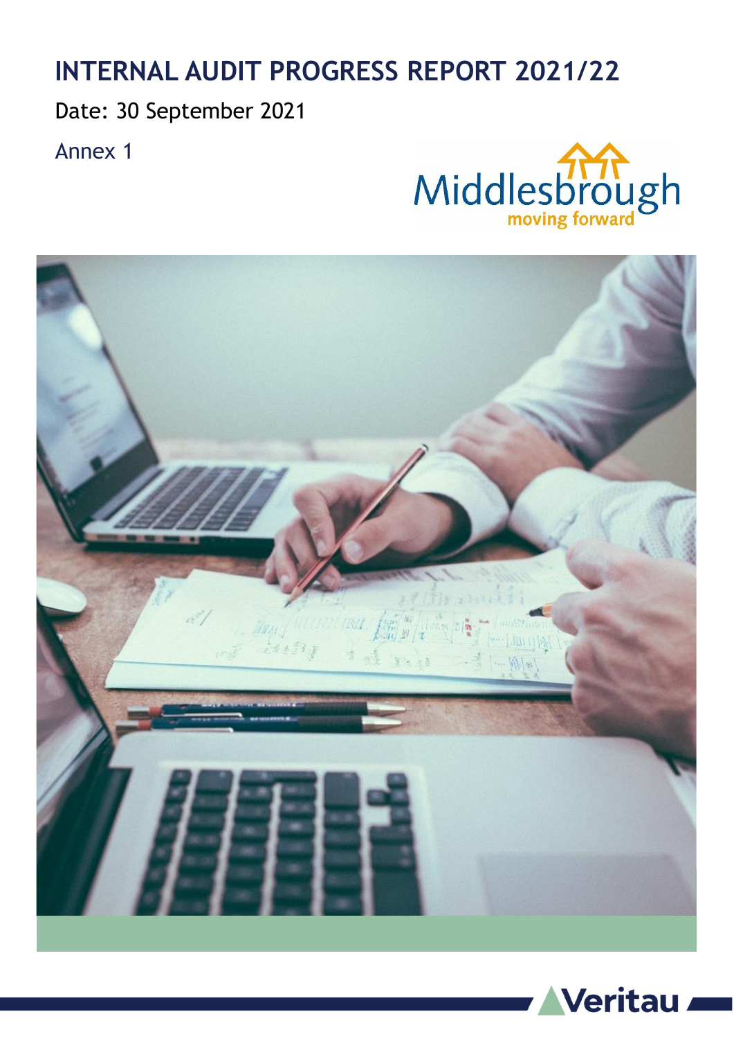# INTERNAL AUDIT PROGRESS REPORT 2021/22

Date: 30 September 2021

Annex 1

Middlesbrough
moving forward

Veritau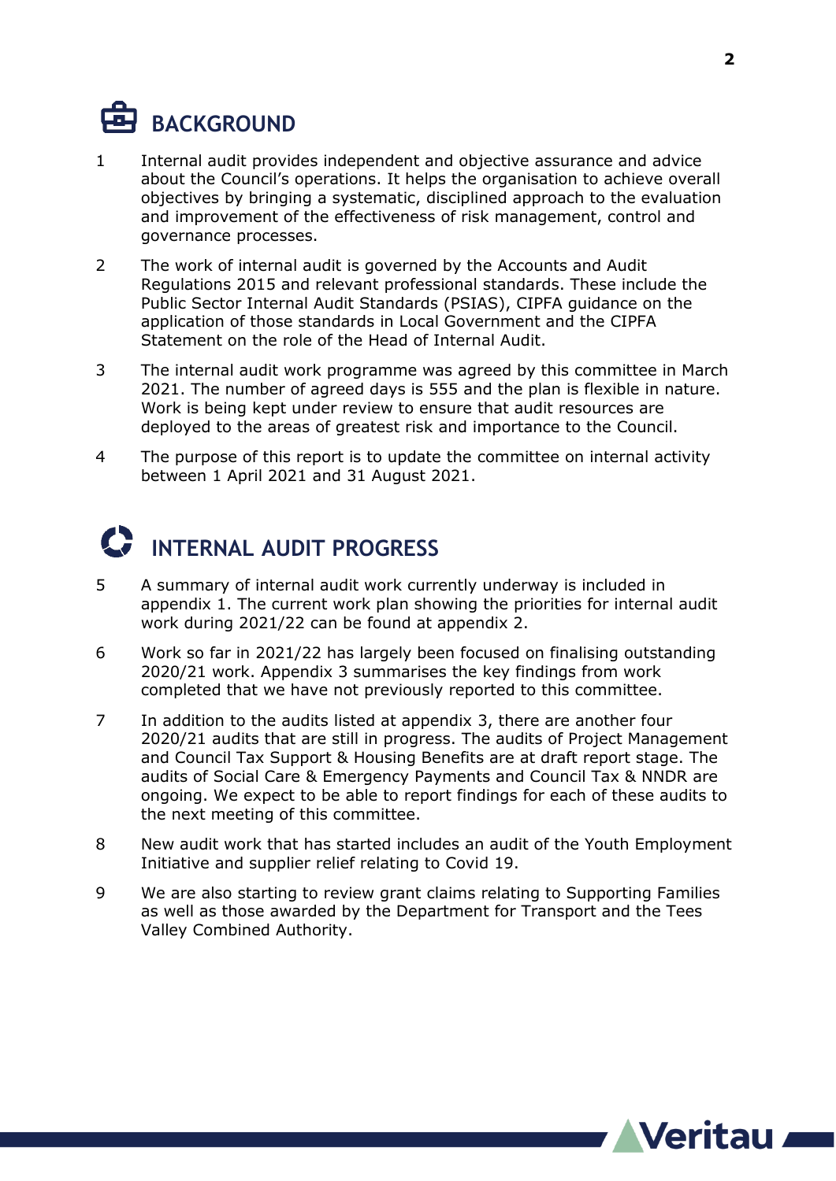## BACKGROUND

1. Internal audit provides independent and objective assurance and advice about the Council's operations. It helps the organisation to achieve overall objectives by bringing a systematic, disciplined approach to the evaluation and improvement of the effectiveness of risk management, control and governance processes.

2. The work of internal audit is governed by the Accounts and Audit Regulations 2015 and relevant professional standards. These include the Public Sector Internal Audit Standards (PSIAS), CIPFA guidance on the application of those standards in Local Government and the CIPFA Statement on the role of the Head of Internal Audit.

3. The internal audit work programme was agreed by this committee in March 2021. The number of agreed days is 555 and the plan is flexible in nature. Work is being kept under review to ensure that audit resources are deployed to the areas of greatest risk and importance to the Council.

4. The purpose of this report is to update the committee on internal activity between 1 April 2021 and 31 August 2021.

## INTERNAL AUDIT PROGRESS

5. A summary of internal audit work currently underway is included in appendix 1. The current work plan showing the priorities for internal audit work during 2021/22 can be found at appendix 2.

6. Work so far in 2021/22 has largely been focused on finalising outstanding 2020/21 work. Appendix 3 summarises the key findings from work completed that we have not previously reported to this committee.

7. In addition to the audits listed at appendix 3, there are another four 2020/21 audits that are still in progress. The audits of Project Management and Council Tax Support & Housing Benefits are at draft report stage. The audits of Social Care & Emergency Payments and Council Tax & NNDR are ongoing. We expect to be able to report findings for each of these audits to the next meeting of this committee.

8. New audit work that has started includes an audit of the Youth Employment Initiative and supplier relief relating to Covid 19.

9. We are also starting to review grant claims relating to Supporting Families as well as those awarded by the Department for Transport and the Tees Valley Combined Authority.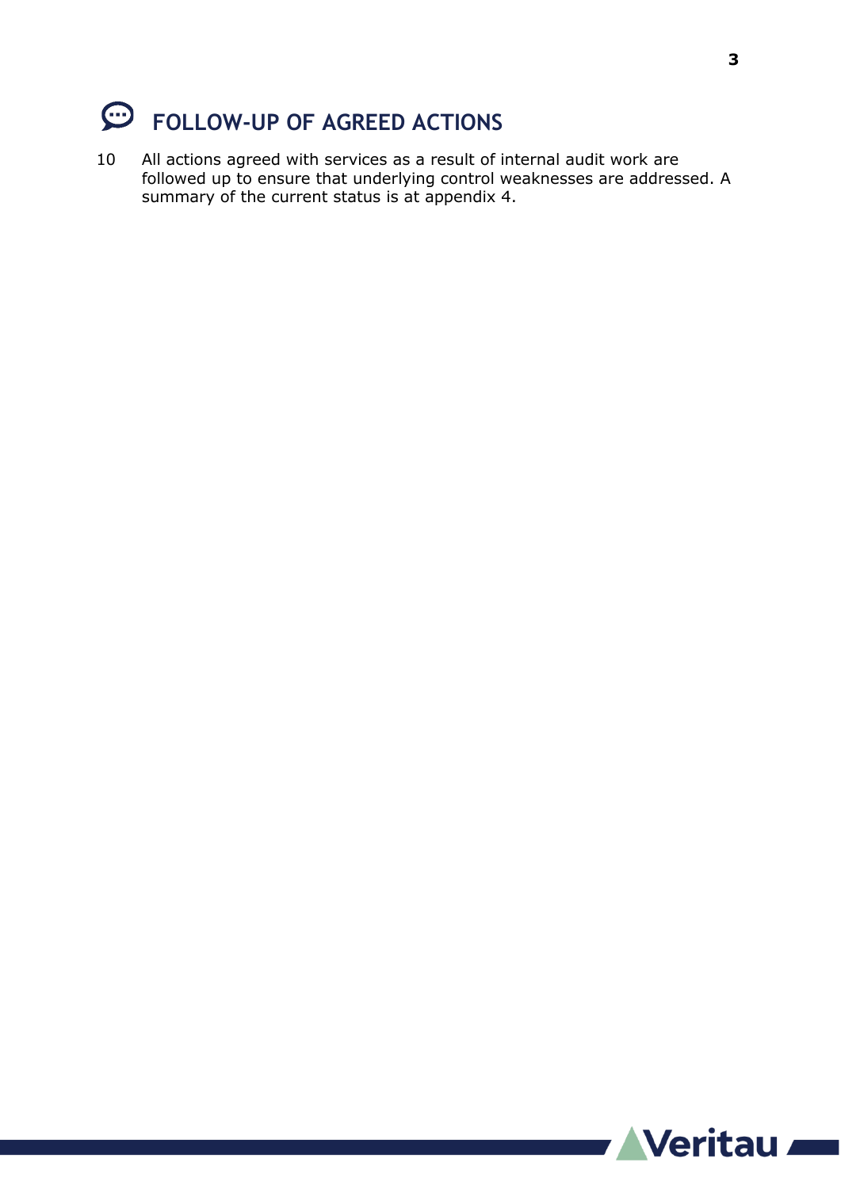## FOLLOW-UP OF AGREED ACTIONS

10 All actions agreed with services as a result of internal audit work are followed up to ensure that underlying control weaknesses are addressed. A summary of the current status is at appendix 4.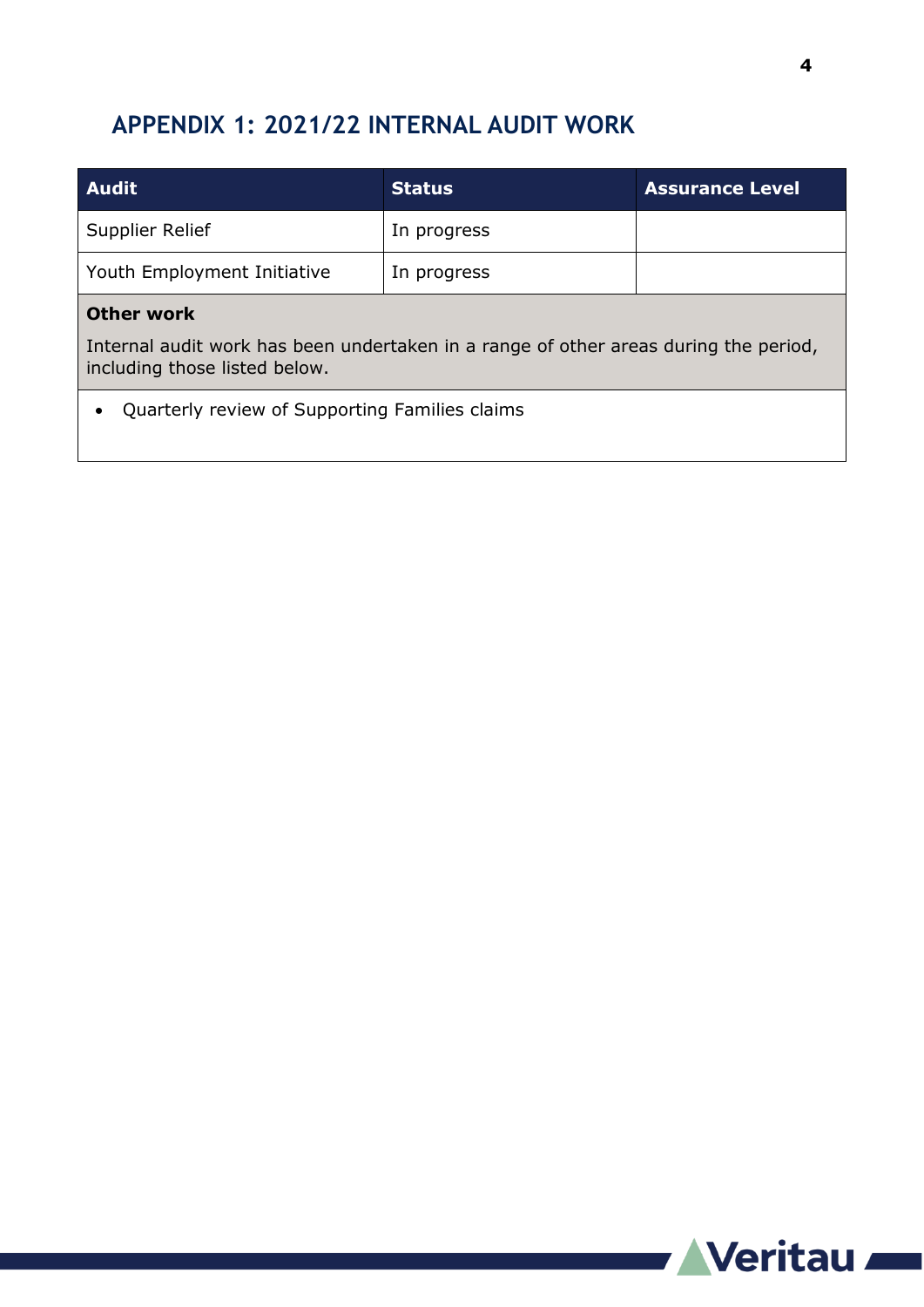## APPENDIX 1: 2021/22 INTERNAL AUDIT WORK

| Audit | Status | Assurance Level |
|---|---|---|
| Supplier Relief | In progress | |
| Youth Employment Initiative | In progress | |

**Other work**

Internal audit work has been undertaken in a range of other areas during the period, including those listed below.

- Quarterly review of Supporting Families claims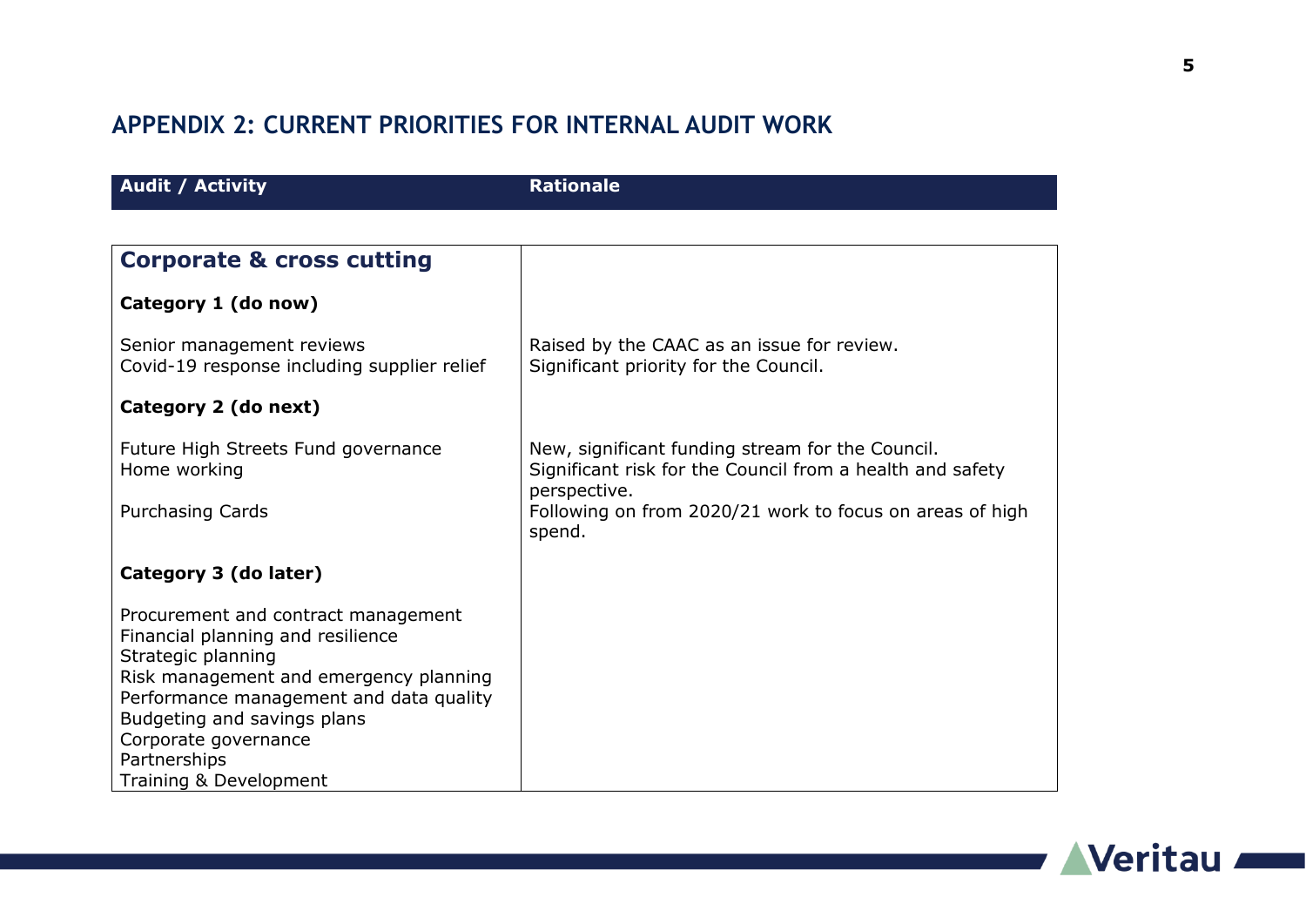## APPENDIX 2: CURRENT PRIORITIES FOR INTERNAL AUDIT WORK

| Audit / Activity | Rationale |
|---|---|
| **Corporate & cross cutting** | |
| **Category 1 (do now)** | |
| Senior management reviews | Raised by the CAAC as an issue for review. |
| Covid-19 response including supplier relief | Significant priority for the Council. |
| **Category 2 (do next)** | |
| Future High Streets Fund governance | New, significant funding stream for the Council. |
| Home working | Significant risk for the Council from a health and safety perspective. |
| Purchasing Cards | Following on from 2020/21 work to focus on areas of high spend. |
| **Category 3 (do later)** | |
| Procurement and contract management | |
| Financial planning and resilience | |
| Strategic planning | |
| Risk management and emergency planning | |
| Performance management and data quality | |
| Budgeting and savings plans | |
| Corporate governance | |
| Partnerships | |
| Training & Development | |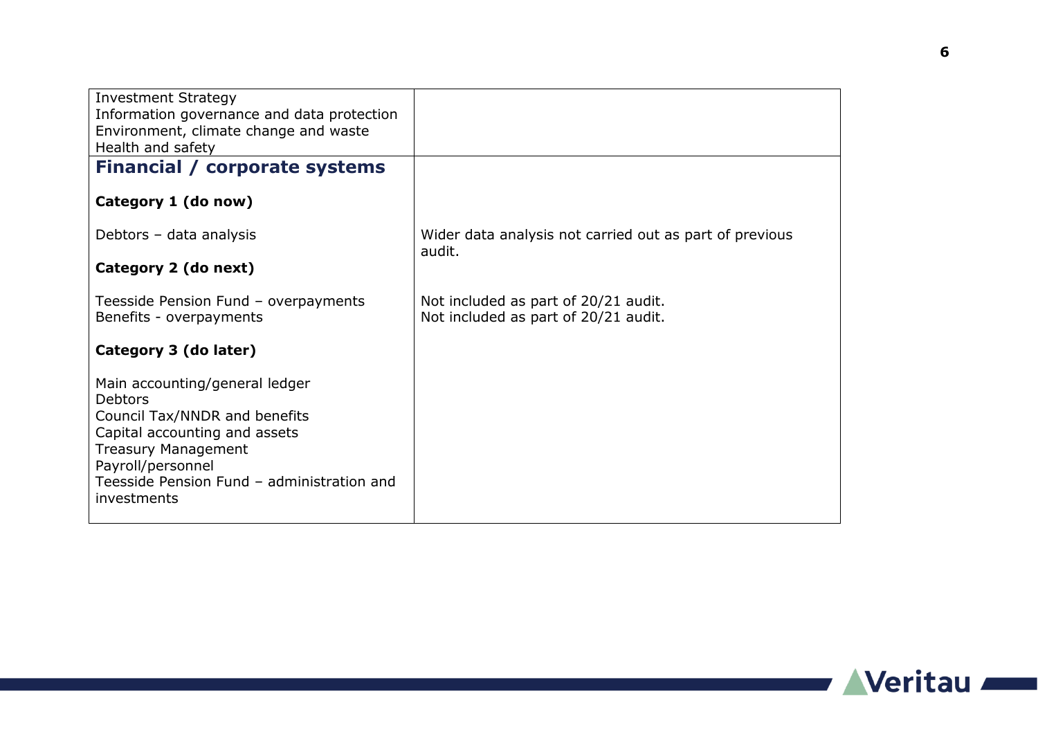| | |
|---|---|
| Investment Strategy<br>Information governance and data protection<br>Environment, climate change and waste<br>Health and safety | |
| **Financial / corporate systems**<br><br>**Category 1 (do now)**<br><br>Debtors – data analysis<br><br>**Category 2 (do next)**<br><br>Teesside Pension Fund – overpayments<br>Benefits - overpayments<br><br>**Category 3 (do later)**<br><br>Main accounting/general ledger<br>Debtors<br>Council Tax/NNDR and benefits<br>Capital accounting and assets<br>Treasury Management<br>Payroll/personnel<br>Teesside Pension Fund – administration and investments | <br><br><br><br>Wider data analysis not carried out as part of previous audit.<br><br><br><br>Not included as part of 20/21 audit.<br>Not included as part of 20/21 audit. |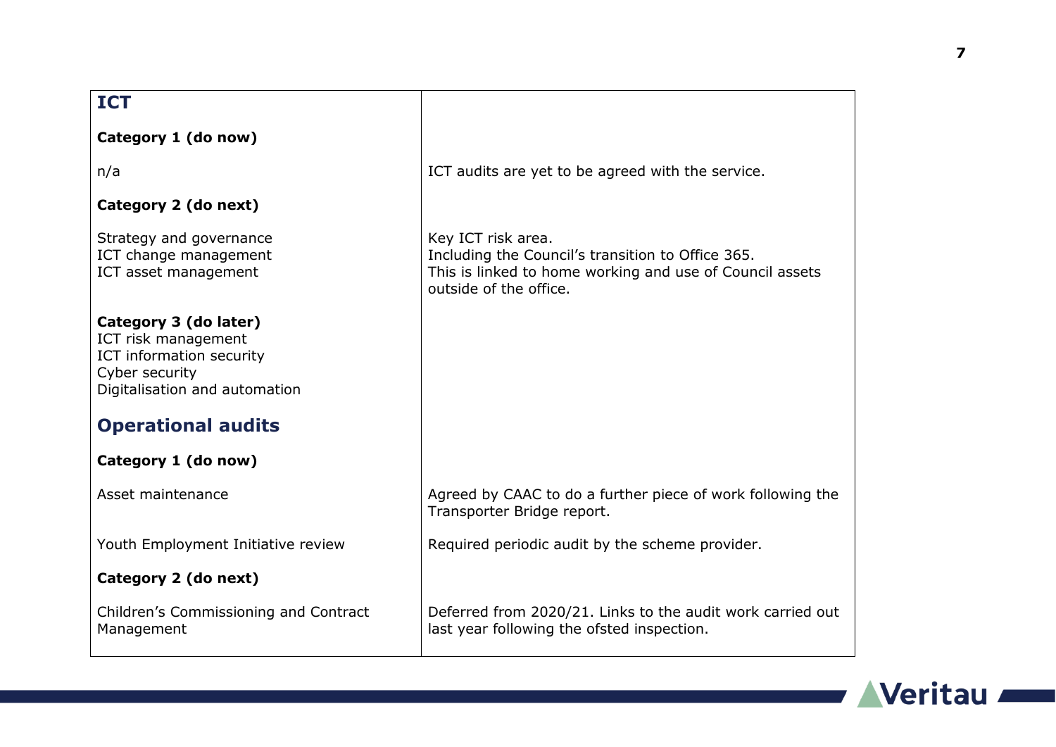| | |
|---|---|
| **ICT** | |
| **Category 1 (do now)** | |
| n/a | ICT audits are yet to be agreed with the service. |
| **Category 2 (do next)** | |
| Strategy and governance | Key ICT risk area. |
| ICT change management | Including the Council's transition to Office 365. |
| ICT asset management | This is linked to home working and use of Council assets outside of the office. |
| **Category 3 (do later)** | |
| ICT risk management | |
| ICT information security | |
| Cyber security | |
| Digitalisation and automation | |
| **Operational audits** | |
| **Category 1 (do now)** | |
| Asset maintenance | Agreed by CAAC to do a further piece of work following the Transporter Bridge report. |
| Youth Employment Initiative review | Required periodic audit by the scheme provider. |
| **Category 2 (do next)** | |
| Children's Commissioning and Contract Management | Deferred from 2020/21. Links to the audit work carried out last year following the ofsted inspection. |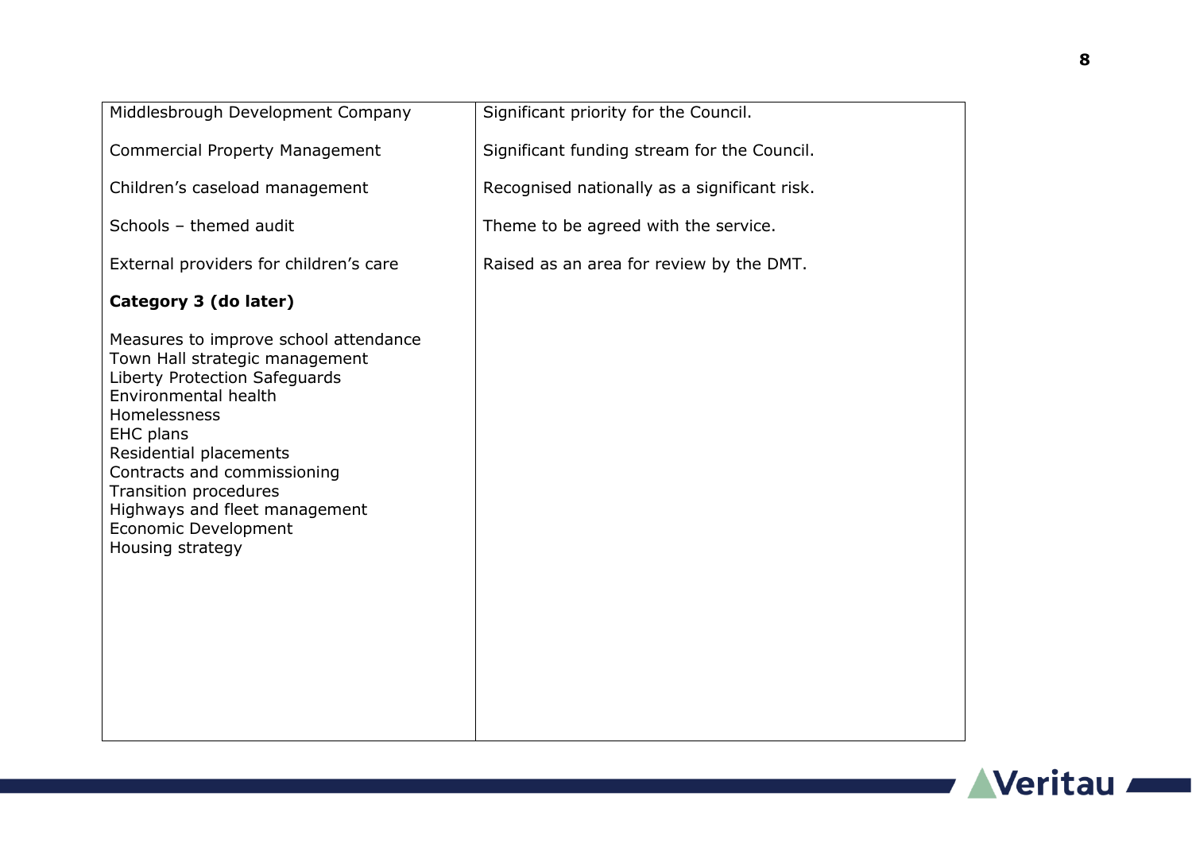| | |
|---|---|
| Middlesbrough Development Company | Significant priority for the Council. |
| Commercial Property Management | Significant funding stream for the Council. |
| Children's caseload management | Recognised nationally as a significant risk. |
| Schools – themed audit | Theme to be agreed with the service. |
| External providers for children's care | Raised as an area for review by the DMT. |
| **Category 3 (do later)** | |
| Measures to improve school attendance<br>Town Hall strategic management<br>Liberty Protection Safeguards<br>Environmental health<br>Homelessness<br>EHC plans<br>Residential placements<br>Contracts and commissioning<br>Transition procedures<br>Highways and fleet management<br>Economic Development<br>Housing strategy | |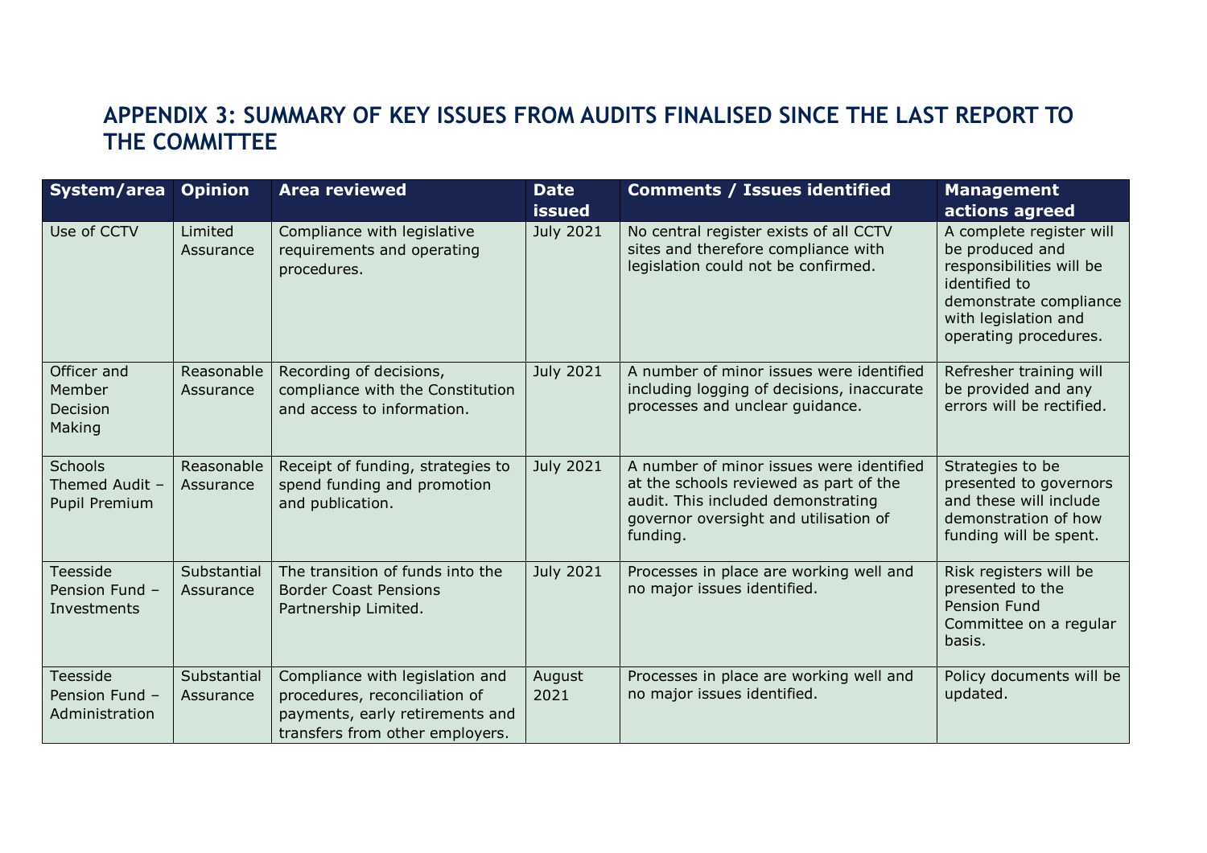# APPENDIX 3: SUMMARY OF KEY ISSUES FROM AUDITS FINALISED SINCE THE LAST REPORT TO THE COMMITTEE

| System/area | Opinion | Area reviewed | Date issued | Comments / Issues identified | Management actions agreed |
|---|---|---|---|---|---|
| Use of CCTV | Limited Assurance | Compliance with legislative requirements and operating procedures. | July 2021 | No central register exists of all CCTV sites and therefore compliance with legislation could not be confirmed. | A complete register will be produced and responsibilities will be identified to demonstrate compliance with legislation and operating procedures. |
| Officer and Member Decision Making | Reasonable Assurance | Recording of decisions, compliance with the Constitution and access to information. | July 2021 | A number of minor issues were identified including logging of decisions, inaccurate processes and unclear guidance. | Refresher training will be provided and any errors will be rectified. |
| Schools Themed Audit – Pupil Premium | Reasonable Assurance | Receipt of funding, strategies to spend funding and promotion and publication. | July 2021 | A number of minor issues were identified at the schools reviewed as part of the audit. This included demonstrating governor oversight and utilisation of funding. | Strategies to be presented to governors and these will include demonstration of how funding will be spent. |
| Teesside Pension Fund – Investments | Substantial Assurance | The transition of funds into the Border Coast Pensions Partnership Limited. | July 2021 | Processes in place are working well and no major issues identified. | Risk registers will be presented to the Pension Fund Committee on a regular basis. |
| Teesside Pension Fund – Administration | Substantial Assurance | Compliance with legislation and procedures, reconciliation of payments, early retirements and transfers from other employers. | August 2021 | Processes in place are working well and no major issues identified. | Policy documents will be updated. |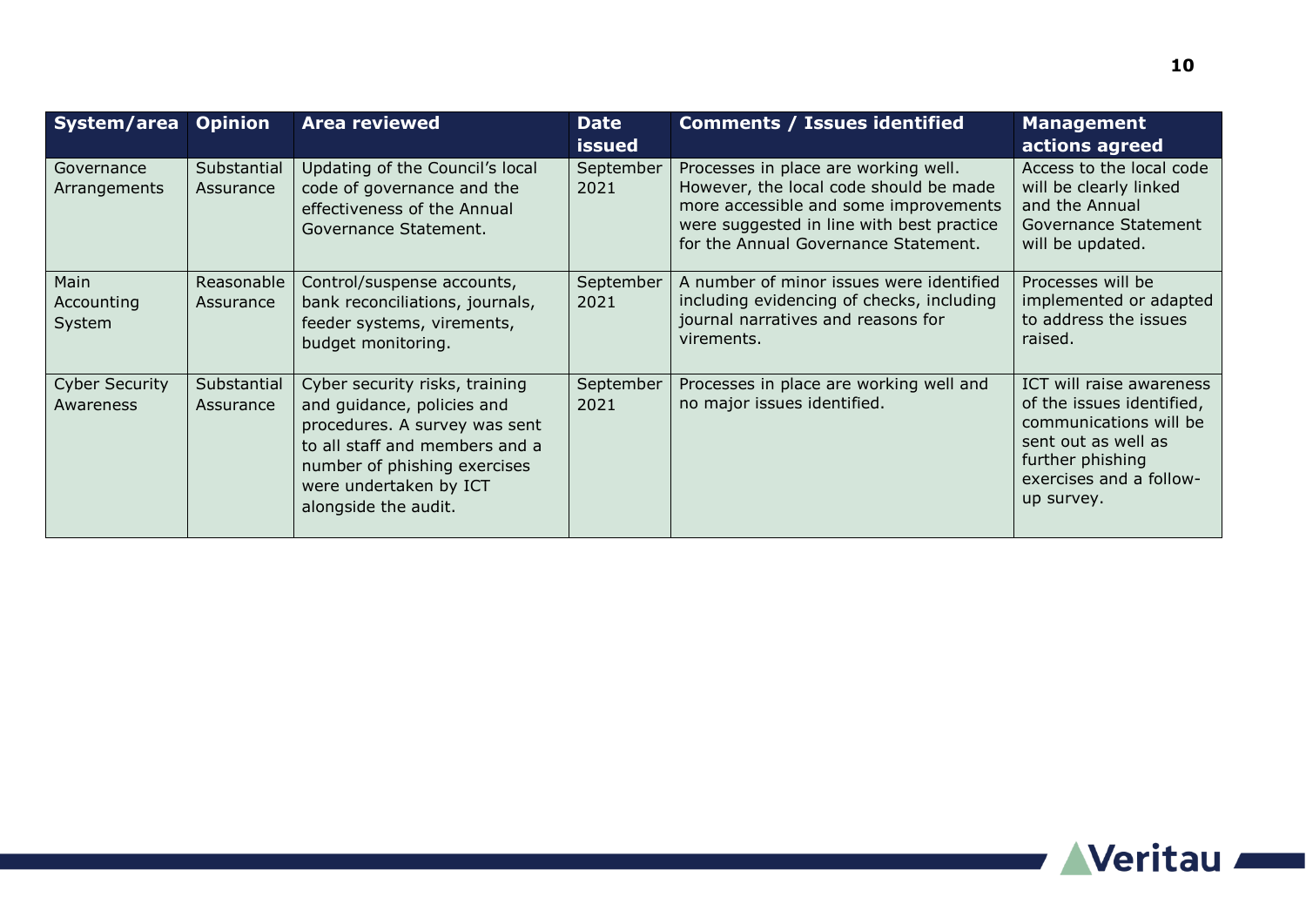| System/area | Opinion | Area reviewed | Date issued | Comments / Issues identified | Management actions agreed |
|---|---|---|---|---|---|
| Governance Arrangements | Substantial Assurance | Updating of the Council's local code of governance and the effectiveness of the Annual Governance Statement. | September 2021 | Processes in place are working well. However, the local code should be made more accessible and some improvements were suggested in line with best practice for the Annual Governance Statement. | Access to the local code will be clearly linked and the Annual Governance Statement will be updated. |
| Main Accounting System | Reasonable Assurance | Control/suspense accounts, bank reconciliations, journals, feeder systems, virements, budget monitoring. | September 2021 | A number of minor issues were identified including evidencing of checks, including journal narratives and reasons for virements. | Processes will be implemented or adapted to address the issues raised. |
| Cyber Security Awareness | Substantial Assurance | Cyber security risks, training and guidance, policies and procedures. A survey was sent to all staff and members and a number of phishing exercises were undertaken by ICT alongside the audit. | September 2021 | Processes in place are working well and no major issues identified. | ICT will raise awareness of the issues identified, communications will be sent out as well as further phishing exercises and a follow-up survey. |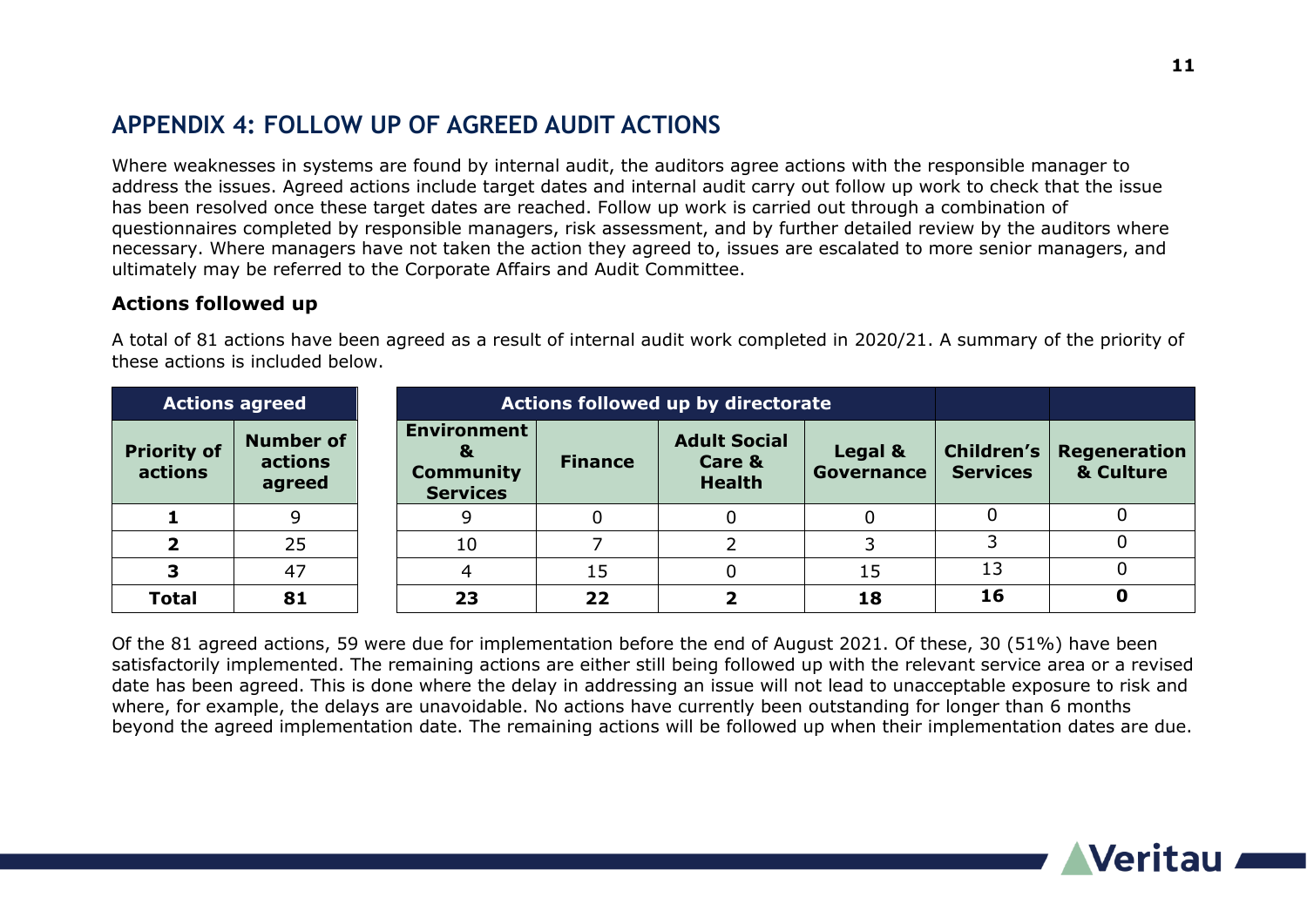## APPENDIX 4: FOLLOW UP OF AGREED AUDIT ACTIONS

Where weaknesses in systems are found by internal audit, the auditors agree actions with the responsible manager to address the issues. Agreed actions include target dates and internal audit carry out follow up work to check that the issue has been resolved once these target dates are reached. Follow up work is carried out through a combination of questionnaires completed by responsible managers, risk assessment, and by further detailed review by the auditors where necessary. Where managers have not taken the action they agreed to, issues are escalated to more senior managers, and ultimately may be referred to the Corporate Affairs and Audit Committee.

### Actions followed up

A total of 81 actions have been agreed as a result of internal audit work completed in 2020/21. A summary of the priority of these actions is included below.

| Actions agreed | |
|---|---|
| **Priority of actions** | **Number of actions agreed** |
| **1** | 9 |
| **2** | 25 |
| **3** | 47 |
| **Total** | **81** |

| Actions followed up by directorate | | | | | |
|---|---|---|---|---|---|
| **Environment & Community Services** | **Finance** | **Adult Social Care & Health** | **Legal & Governance** | **Children's Services** | **Regeneration & Culture** |
| 9 | 0 | 0 | 0 | 0 | 0 |
| 10 | 7 | 2 | 3 | 3 | 0 |
| 4 | 15 | 0 | 15 | 13 | 0 |
| **23** | **22** | **2** | **18** | **16** | **0** |

Of the 81 agreed actions, 59 were due for implementation before the end of August 2021. Of these, 30 (51%) have been satisfactorily implemented. The remaining actions are either still being followed up with the relevant service area or a revised date has been agreed. This is done where the delay in addressing an issue will not lead to unacceptable exposure to risk and where, for example, the delays are unavoidable. No actions have currently been outstanding for longer than 6 months beyond the agreed implementation date. The remaining actions will be followed up when their implementation dates are due.